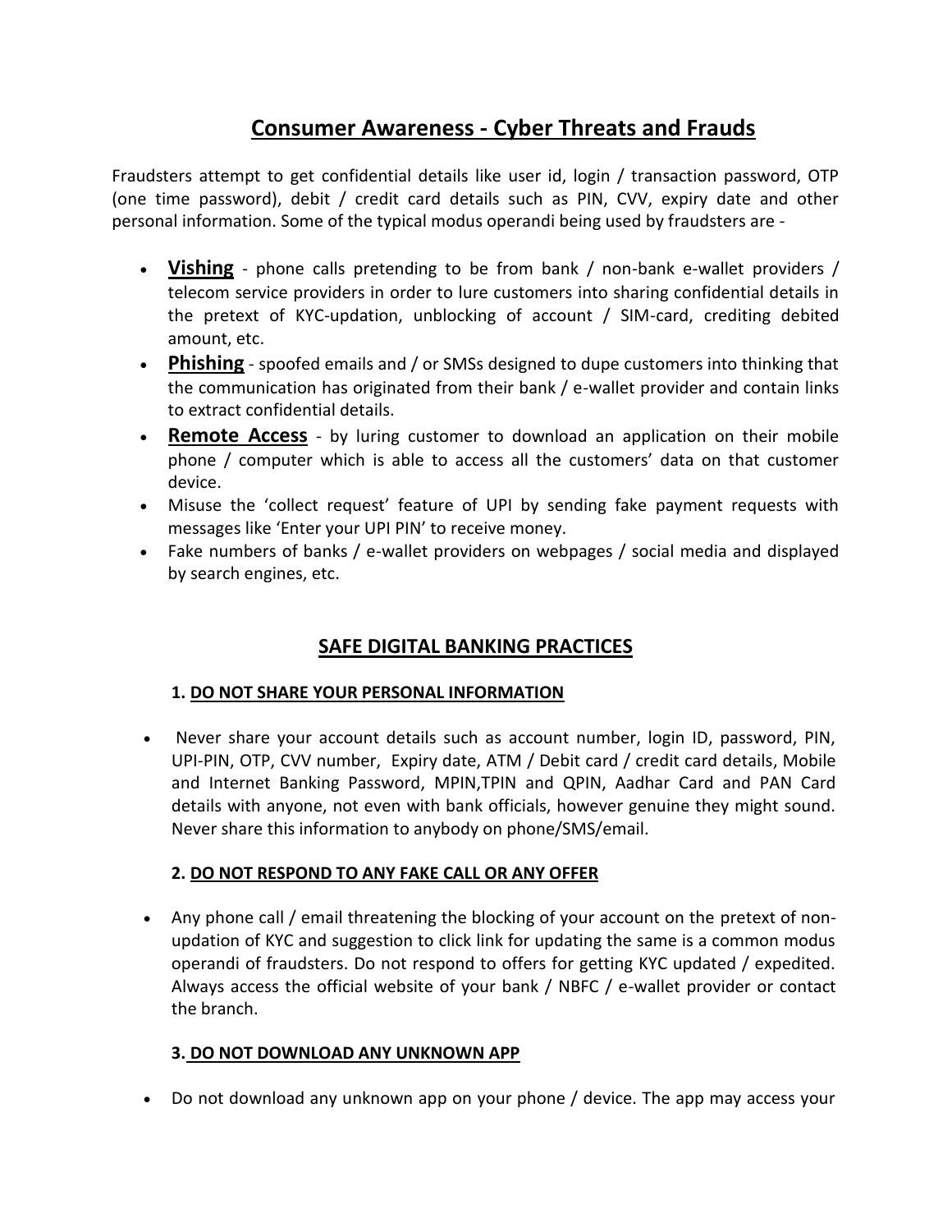# Consumer Awareness - Cyber Threats and Frauds

Fraudsters attempt to get confidential details like user id, login / transaction password, OTP (one time password), debit / credit card details such as PIN, CVV, expiry date and other personal information. Some of the typical modus operandi being used by fraudsters are -

- **Vishing** - phone calls pretending to be from bank / non-bank e-wallet providers / telecom service providers in order to lure customers into sharing confidential details in the pretext of KYC-updation, unblocking of account / SIM-card, crediting debited amount, etc.
- **Phishing** - spoofed emails and / or SMSs designed to dupe customers into thinking that the communication has originated from their bank / e-wallet provider and contain links to extract confidential details.
- **Remote Access** - by luring customer to download an application on their mobile phone / computer which is able to access all the customers' data on that customer device.
- Misuse the 'collect request' feature of UPI by sending fake payment requests with messages like 'Enter your UPI PIN' to receive money.
- Fake numbers of banks / e-wallet providers on webpages / social media and displayed by search engines, etc.

## SAFE DIGITAL BANKING PRACTICES

### 1. DO NOT SHARE YOUR PERSONAL INFORMATION

- Never share your account details such as account number, login ID, password, PIN, UPI-PIN, OTP, CVV number, Expiry date, ATM / Debit card / credit card details, Mobile and Internet Banking Password, MPIN,TPIN and QPIN, Aadhar Card and PAN Card details with anyone, not even with bank officials, however genuine they might sound. Never share this information to anybody on phone/SMS/email.

### 2. DO NOT RESPOND TO ANY FAKE CALL OR ANY OFFER

- Any phone call / email threatening the blocking of your account on the pretext of non-updation of KYC and suggestion to click link for updating the same is a common modus operandi of fraudsters. Do not respond to offers for getting KYC updated / expedited. Always access the official website of your bank / NBFC / e-wallet provider or contact the branch.

### 3. DO NOT DOWNLOAD ANY UNKNOWN APP

- Do not download any unknown app on your phone / device. The app may access your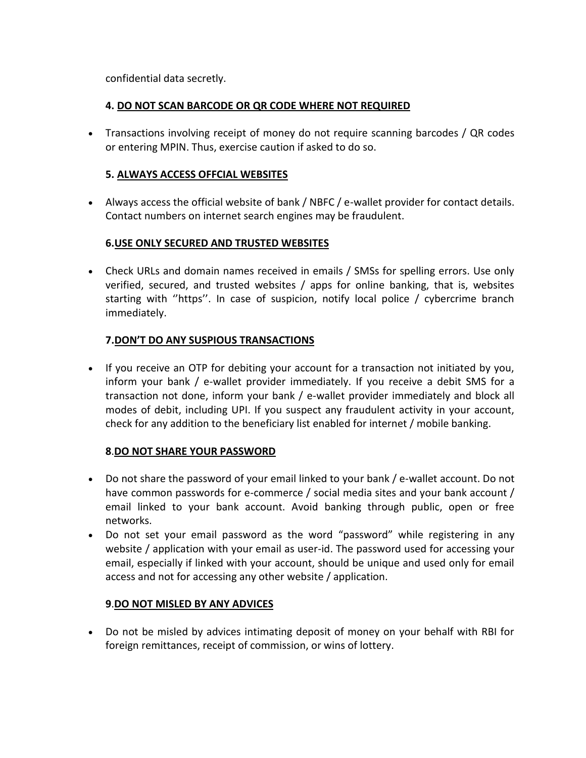confidential data secretly.

### 4. <u>DO NOT SCAN BARCODE OR QR CODE WHERE NOT REQUIRED</u>

- Transactions involving receipt of money do not require scanning barcodes / QR codes or entering MPIN. Thus, exercise caution if asked to do so.

### 5. <u>ALWAYS ACCESS OFFCIAL WEBSITES</u>

- Always access the official website of bank / NBFC / e-wallet provider for contact details. Contact numbers on internet search engines may be fraudulent.

### 6.<u>USE ONLY SECURED AND TRUSTED WEBSITES</u>

- Check URLs and domain names received in emails / SMSs for spelling errors. Use only verified, secured, and trusted websites / apps for online banking, that is, websites starting with ''https''. In case of suspicion, notify local police / cybercrime branch immediately.

### 7.<u>DON'T DO ANY SUSPIOUS TRANSACTIONS</u>

- If you receive an OTP for debiting your account for a transaction not initiated by you, inform your bank / e-wallet provider immediately. If you receive a debit SMS for a transaction not done, inform your bank / e-wallet provider immediately and block all modes of debit, including UPI. If you suspect any fraudulent activity in your account, check for any addition to the beneficiary list enabled for internet / mobile banking.

### 8.<u>DO NOT SHARE YOUR PASSWORD</u>

- Do not share the password of your email linked to your bank / e-wallet account. Do not have common passwords for e-commerce / social media sites and your bank account / email linked to your bank account. Avoid banking through public, open or free networks.
- Do not set your email password as the word "password" while registering in any website / application with your email as user-id. The password used for accessing your email, especially if linked with your account, should be unique and used only for email access and not for accessing any other website / application.

### 9.<u>DO NOT MISLED BY ANY ADVICES</u>

- Do not be misled by advices intimating deposit of money on your behalf with RBI for foreign remittances, receipt of commission, or wins of lottery.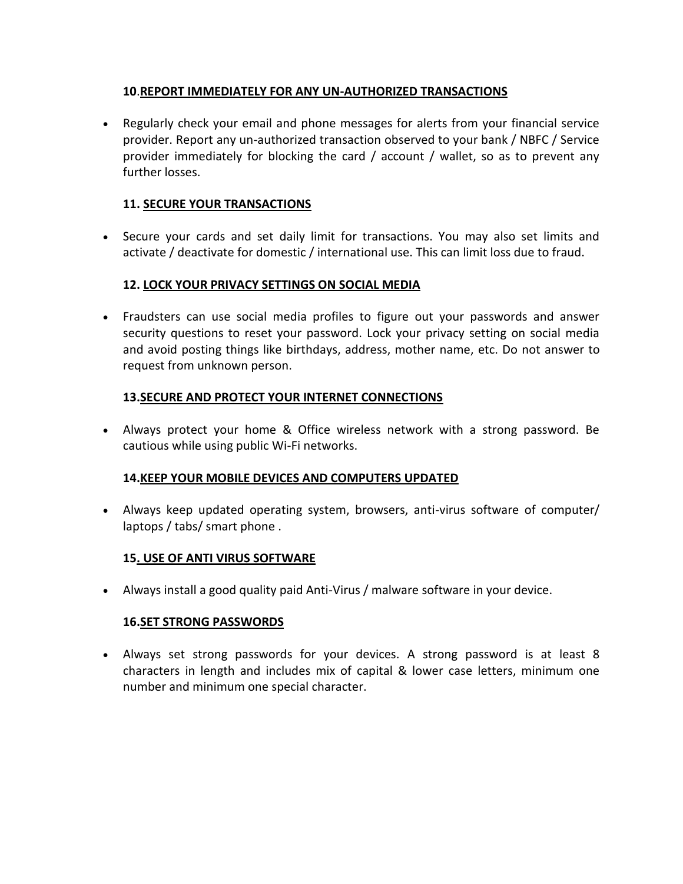**10.REPORT IMMEDIATELY FOR ANY UN-AUTHORIZED TRANSACTIONS**

- Regularly check your email and phone messages for alerts from your financial service provider. Report any un-authorized transaction observed to your bank / NBFC / Service provider immediately for blocking the card / account / wallet, so as to prevent any further losses.

**11. SECURE YOUR TRANSACTIONS**

- Secure your cards and set daily limit for transactions. You may also set limits and activate / deactivate for domestic / international use. This can limit loss due to fraud.

**12. LOCK YOUR PRIVACY SETTINGS ON SOCIAL MEDIA**

- Fraudsters can use social media profiles to figure out your passwords and answer security questions to reset your password. Lock your privacy setting on social media and avoid posting things like birthdays, address, mother name, etc. Do not answer to request from unknown person.

**13.SECURE AND PROTECT YOUR INTERNET CONNECTIONS**

- Always protect your home & Office wireless network with a strong password. Be cautious while using public Wi-Fi networks.

**14.KEEP YOUR MOBILE DEVICES AND COMPUTERS UPDATED**

- Always keep updated operating system, browsers, anti-virus software of computer/ laptops / tabs/ smart phone .

**15. USE OF ANTI VIRUS SOFTWARE**

- Always install a good quality paid Anti-Virus / malware software in your device.

**16.SET STRONG PASSWORDS**

- Always set strong passwords for your devices. A strong password is at least 8 characters in length and includes mix of capital & lower case letters, minimum one number and minimum one special character.